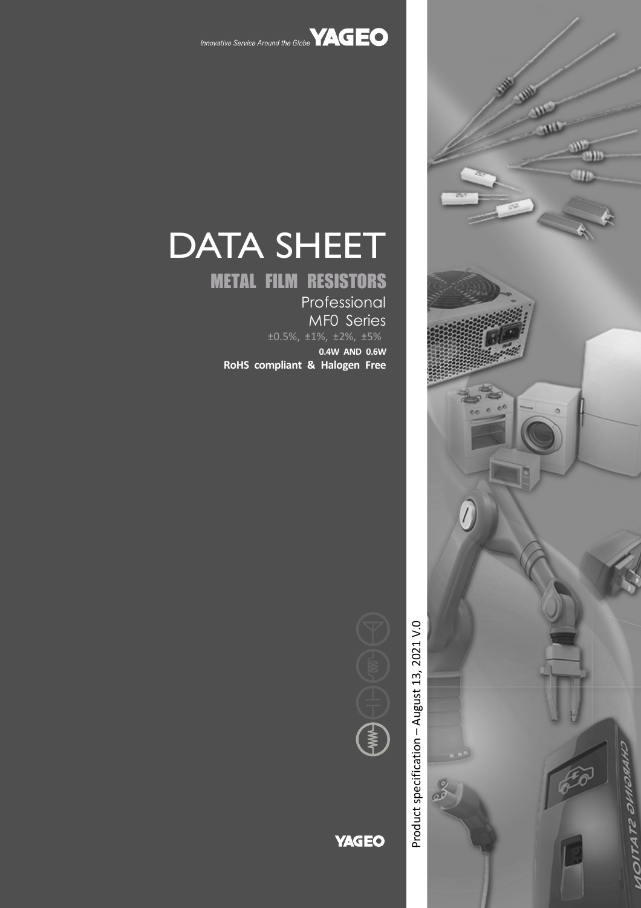Innovative Service Around the Globe **YAGEO**

# DATA SHEET

## METAL FILM RESISTORS

Professional

MF0 Series

±0.5%, ±1%, ±2%, ±5%

**0.4W AND 0.6W**

**RoHS compliant & Halogen Free**

Product specification – August 13, 2021 V.0

**YAGEO**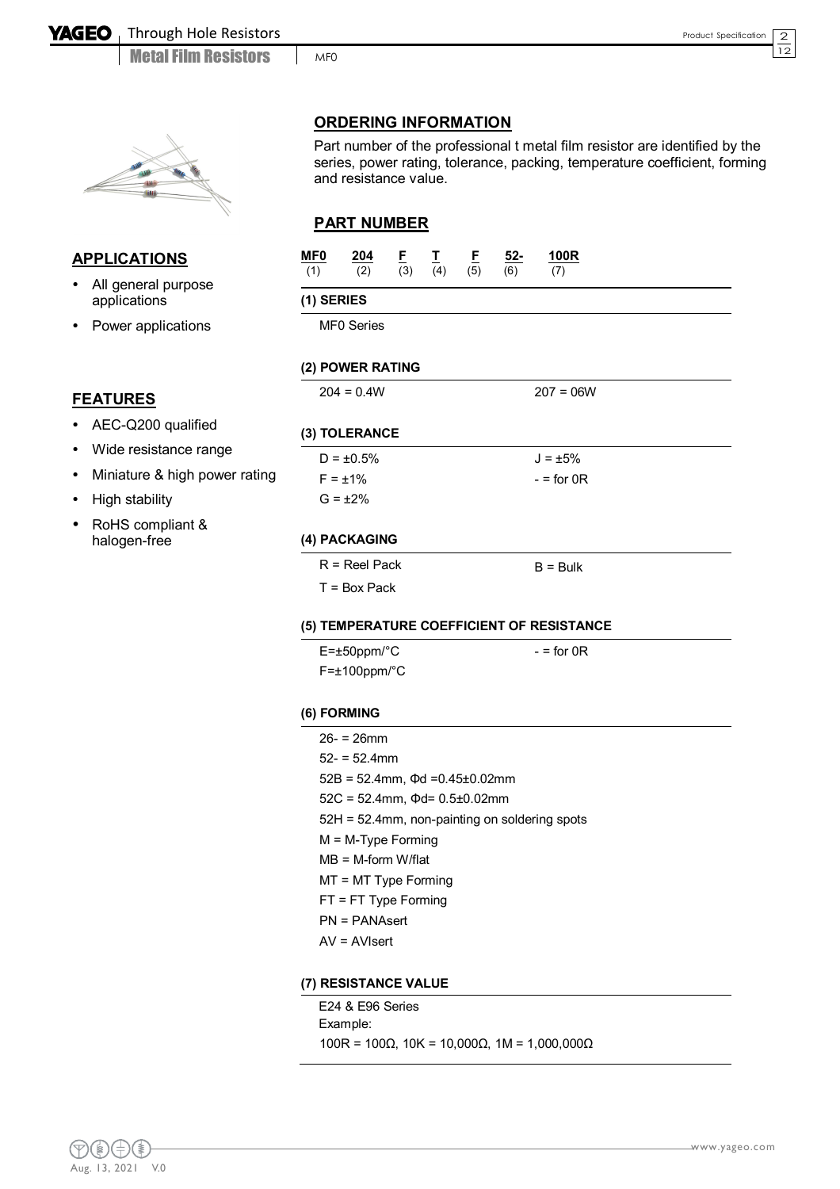## APPLICATIONS

- All general purpose applications
- Power applications

## FEATURES

- AEC-Q200 qualified
- Wide resistance range
- Miniature & high power rating
- High stability
- RoHS compliant & halogen-free

## ORDERING INFORMATION

Part number of the professional t metal film resistor are identified by the series, power rating, tolerance, packing, temperature coefficient, forming and resistance value.

## PART NUMBER

| MF0 | 204 | F | T | F | 52- | 100R |
|---|---|---|---|---|---|---|
| (1) | (2) | (3) | (4) | (5) | (6) | (7) |

**(1) SERIES**

MF0 Series

**(2) POWER RATING**

| | |
|---|---|
| 204 = 0.4W | 207 = 06W |

**(3) TOLERANCE**

| | |
|---|---|
| D = ±0.5% | J = ±5% |
| F = ±1% | - = for 0R |
| G = ±2% | |

**(4) PACKAGING**

| | |
|---|---|
| R = Reel Pack | B = Bulk |
| T = Box Pack | |

**(5) TEMPERATURE COEFFICIENT OF RESISTANCE**

| | |
|---|---|
| E=±50ppm/°C | - = for 0R |
| F=±100ppm/°C | |

**(6) FORMING**

26- = 26mm
52- = 52.4mm
52B = 52.4mm, Φd =0.45±0.02mm
52C = 52.4mm, Φd= 0.5±0.02mm
52H = 52.4mm, non-painting on soldering spots
M = M-Type Forming
MB = M-form W/flat
MT = MT Type Forming
FT = FT Type Forming
PN = PANAsert
AV = AVIsert

**(7) RESISTANCE VALUE**

E24 & E96 Series
Example:
100R = 100Ω, 10K = 10,000Ω, 1M = 1,000,000Ω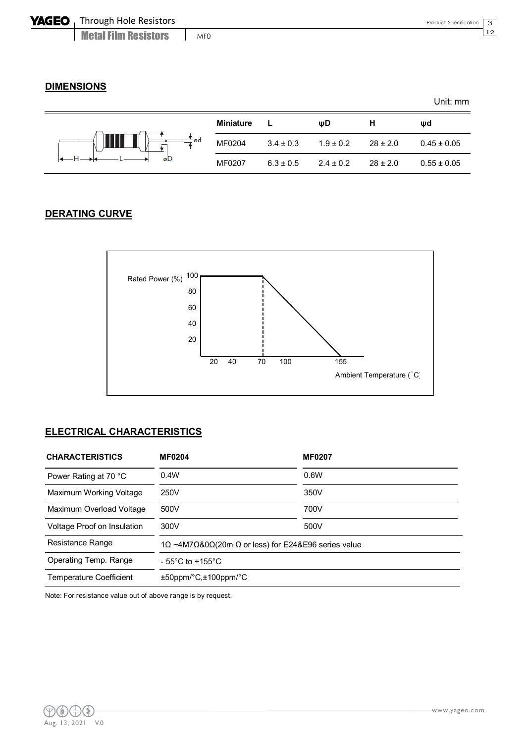## DIMENSIONS

Unit: mm

| Miniature | L | ψD | H | ψd |
|---|---|---|---|---|
| MF0204 | 3.4 ± 0.3 | 1.9 ± 0.2 | 28 ± 2.0 | 0.45 ± 0.05 |
| MF0207 | 6.3 ± 0.5 | 2.4 ± 0.2 | 28 ± 2.0 | 0.55 ± 0.05 |

## DERATING CURVE

## ELECTRICAL CHARACTERISTICS

| CHARACTERISTICS | MF0204 | MF0207 |
|---|---|---|
| Power Rating at 70 °C | 0.4W | 0.6W |
| Maximum Working Voltage | 250V | 350V |
| Maximum Overload Voltage | 500V | 700V |
| Voltage Proof on Insulation | 300V | 500V |
| Resistance Range | 1Ω ~4M7Ω&0Ω(20m Ω or less) for E24&E96 series value | |
| Operating Temp. Range | - 55°C to +155°C | |
| Temperature Coefficient | ±50ppm/°C,±100ppm/°C | |

Note: For resistance value out of above range is by request.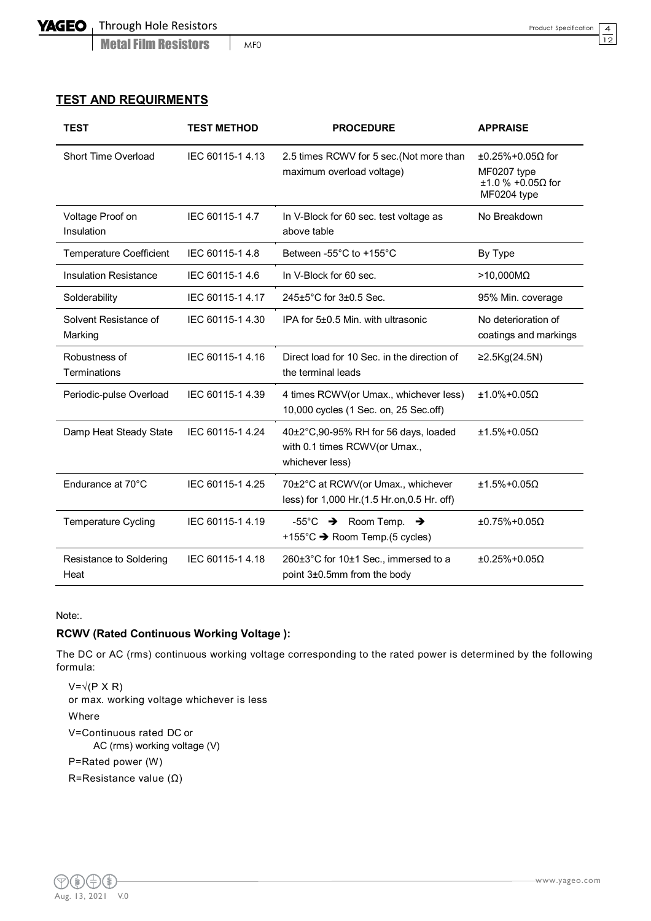## TEST AND REQUIRMENTS

| TEST | TEST METHOD | PROCEDURE | APPRAISE |
|---|---|---|---|
| Short Time Overload | IEC 60115-1 4.13 | 2.5 times RCWV for 5 sec.(Not more than maximum overload voltage) | ±0.25%+0.05Ω for MF0207 type ±1.0 % +0.05Ω for MF0204 type |
| Voltage Proof on Insulation | IEC 60115-1 4.7 | In V-Block for 60 sec. test voltage as above table | No Breakdown |
| Temperature Coefficient | IEC 60115-1 4.8 | Between -55°C to +155°C | By Type |
| Insulation Resistance | IEC 60115-1 4.6 | In V-Block for 60 sec. | >10,000MΩ |
| Solderability | IEC 60115-1 4.17 | 245±5°C for 3±0.5 Sec. | 95% Min. coverage |
| Solvent Resistance of Marking | IEC 60115-1 4.30 | IPA for 5±0.5 Min. with ultrasonic | No deterioration of coatings and markings |
| Robustness of Terminations | IEC 60115-1 4.16 | Direct load for 10 Sec. in the direction of the terminal leads | ≥2.5Kg(24.5N) |
| Periodic-pulse Overload | IEC 60115-1 4.39 | 4 times RCWV(or Umax., whichever less) 10,000 cycles (1 Sec. on, 25 Sec.off) | ±1.0%+0.05Ω |
| Damp Heat Steady State | IEC 60115-1 4.24 | 40±2°C,90-95% RH for 56 days, loaded with 0.1 times RCWV(or Umax., whichever less) | ±1.5%+0.05Ω |
| Endurance at 70°C | IEC 60115-1 4.25 | 70±2°C at RCWV(or Umax., whichever less) for 1,000 Hr.(1.5 Hr.on,0.5 Hr. off) | ±1.5%+0.05Ω |
| Temperature Cycling | IEC 60115-1 4.19 | -55°C → Room Temp. → +155°C → Room Temp.(5 cycles) | ±0.75%+0.05Ω |
| Resistance to Soldering Heat | IEC 60115-1 4.18 | 260±3°C for 10±1 Sec., immersed to a point 3±0.5mm from the body | ±0.25%+0.05Ω |

Note:.

**RCWV (Rated Continuous Working Voltage ):**

The DC or AC (rms) continuous working voltage corresponding to the rated power is determined by the following formula:

$V=\sqrt{(P \times R)}$

or max. working voltage whichever is less

Where

V=Continuous rated DC or AC (rms) working voltage (V)

P=Rated power (W)

R=Resistance value (Ω)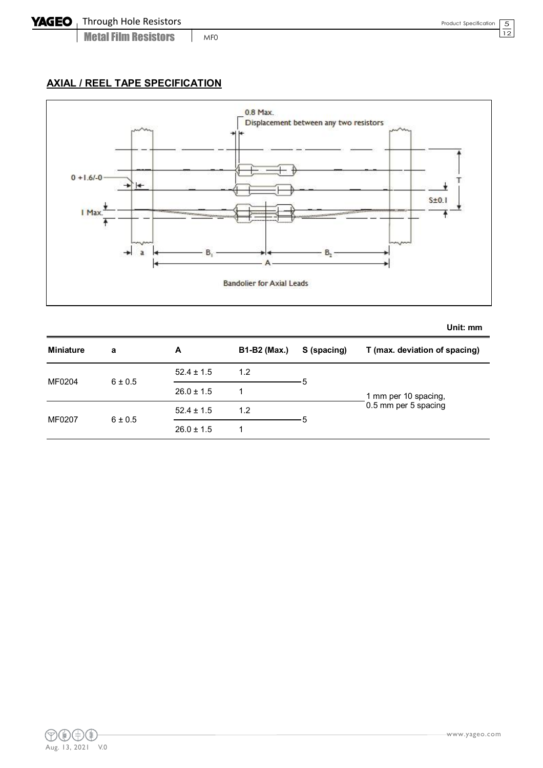## AXIAL / REEL TAPE SPECIFICATION

Bandolier for Axial Leads

Unit: mm

| Miniature | a | A | B1-B2 (Max.) | S (spacing) | T (max. deviation of spacing) |
|---|---|---|---|---|---|
| MF0204 | 6 ± 0.5 | 52.4 ± 1.5 | 1.2 | 5 | 1 mm per 10 spacing, 0.5 mm per 5 spacing |
| | | 26.0 ± 1.5 | 1 | | |
| MF0207 | 6 ± 0.5 | 52.4 ± 1.5 | 1.2 | 5 | |
| | | 26.0 ± 1.5 | 1 | | |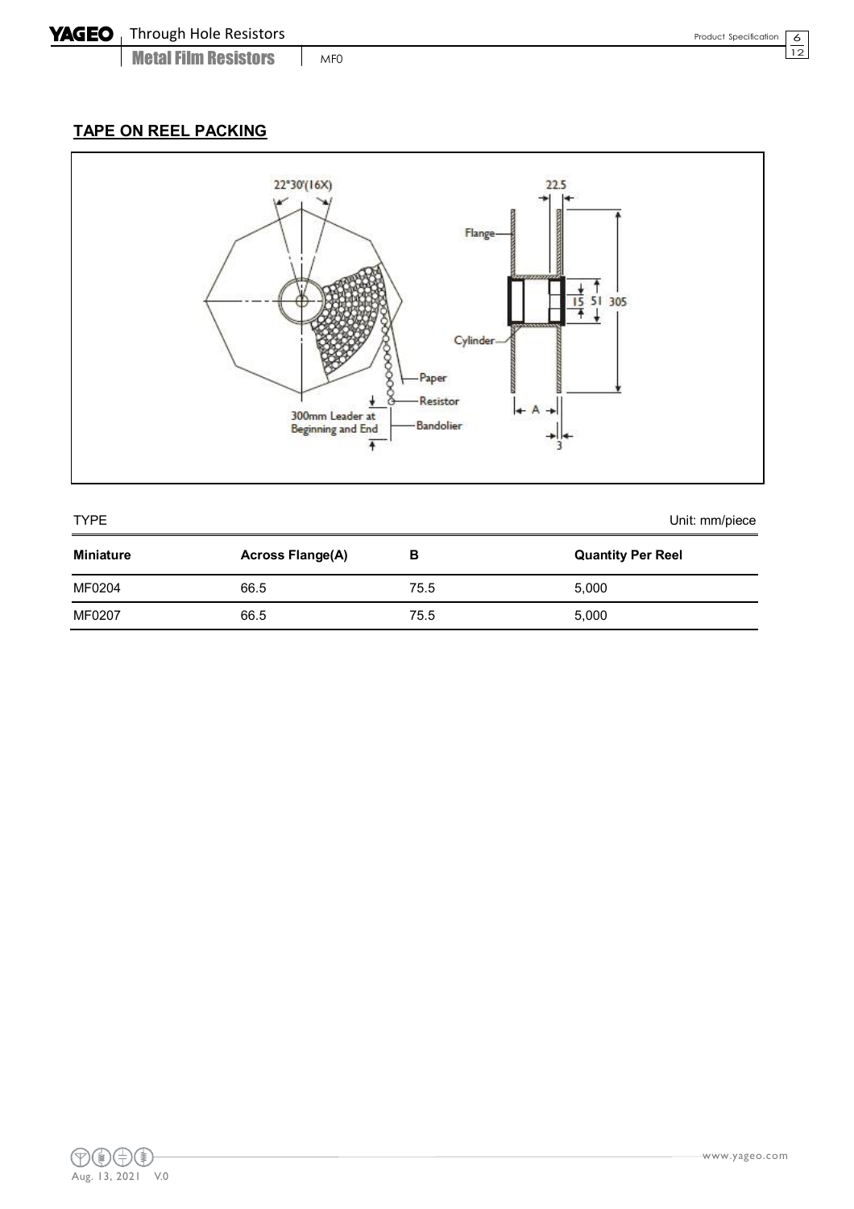## TAPE ON REEL PACKING

TYPE Unit: mm/piece

| Miniature | Across Flange(A) | B | Quantity Per Reel |
|---|---|---|---|
| MF0204 | 66.5 | 75.5 | 5,000 |
| MF0207 | 66.5 | 75.5 | 5,000 |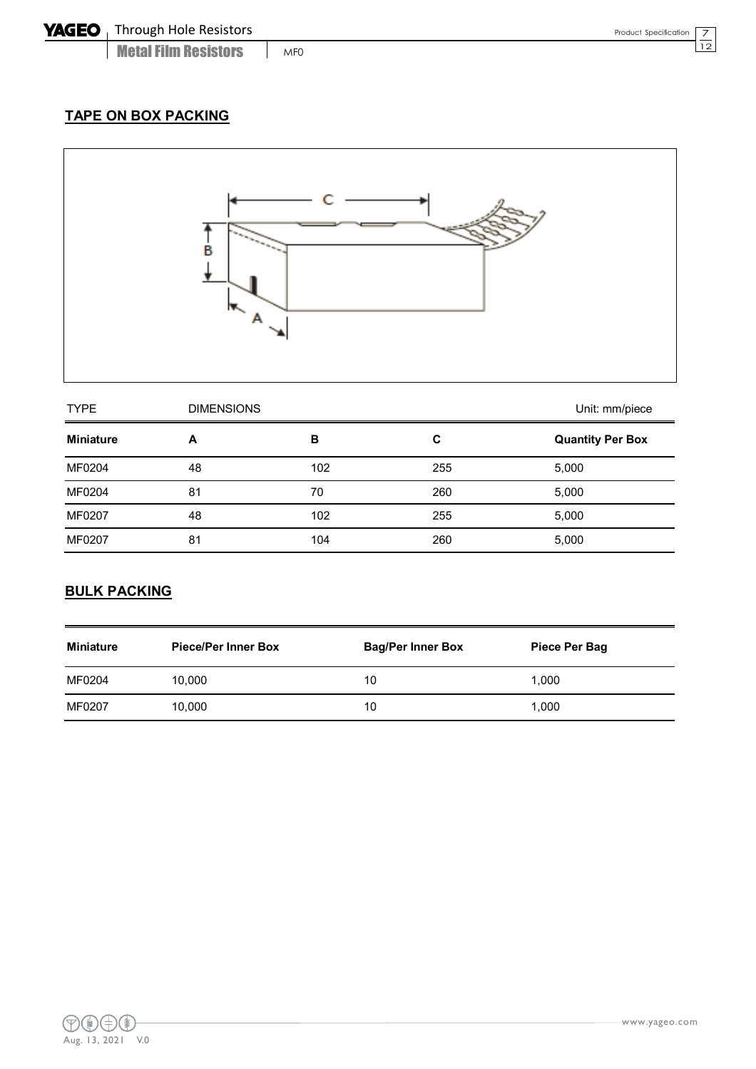## TAPE ON BOX PACKING

| TYPE | DIMENSIONS | | | Unit: mm/piece |
|---|---|---|---|---|
| **Miniature** | **A** | **B** | **C** | **Quantity Per Box** |
| MF0204 | 48 | 102 | 255 | 5,000 |
| MF0204 | 81 | 70 | 260 | 5,000 |
| MF0207 | 48 | 102 | 255 | 5,000 |
| MF0207 | 81 | 104 | 260 | 5,000 |

## BULK PACKING

| Miniature | Piece/Per Inner Box | Bag/Per Inner Box | Piece Per Bag |
|---|---|---|---|
| MF0204 | 10,000 | 10 | 1,000 |
| MF0207 | 10,000 | 10 | 1,000 |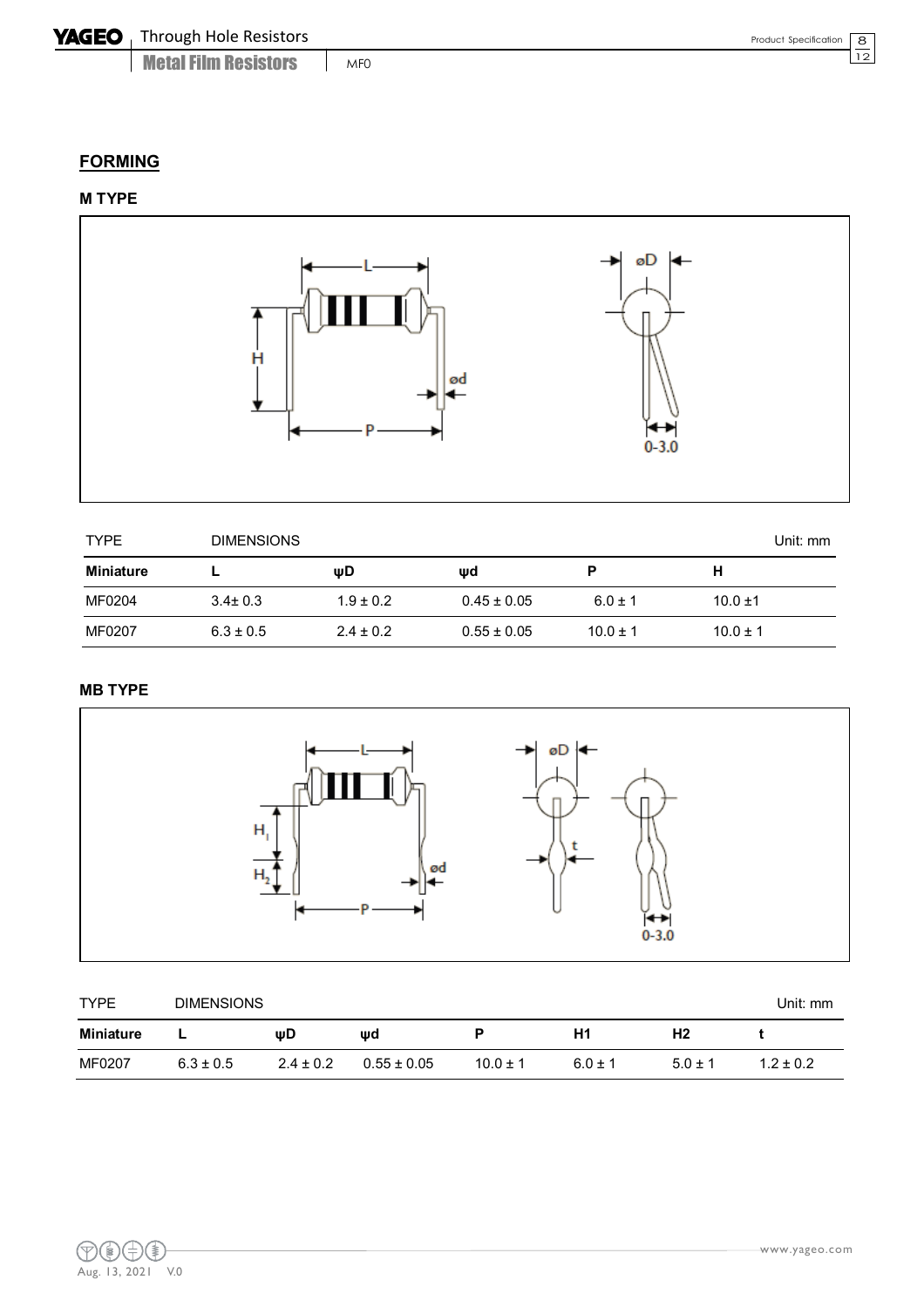## FORMING

### M TYPE

| TYPE | DIMENSIONS | | | | Unit: mm |
|---|---|---|---|---|---|
| **Miniature** | **L** | **ψD** | **ψd** | **P** | **H** |
| MF0204 | 3.4± 0.3 | 1.9 ± 0.2 | 0.45 ± 0.05 | 6.0 ± 1 | 10.0 ±1 |
| MF0207 | 6.3 ± 0.5 | 2.4 ± 0.2 | 0.55 ± 0.05 | 10.0 ± 1 | 10.0 ± 1 |

### MB TYPE

| TYPE | DIMENSIONS | | | | | | Unit: mm |
|---|---|---|---|---|---|---|---|
| **Miniature** | **L** | **ψD** | **ψd** | **P** | **H1** | **H2** | **t** |
| MF0207 | 6.3 ± 0.5 | 2.4 ± 0.2 | 0.55 ± 0.05 | 10.0 ± 1 | 6.0 ± 1 | 5.0 ± 1 | 1.2 ± 0.2 |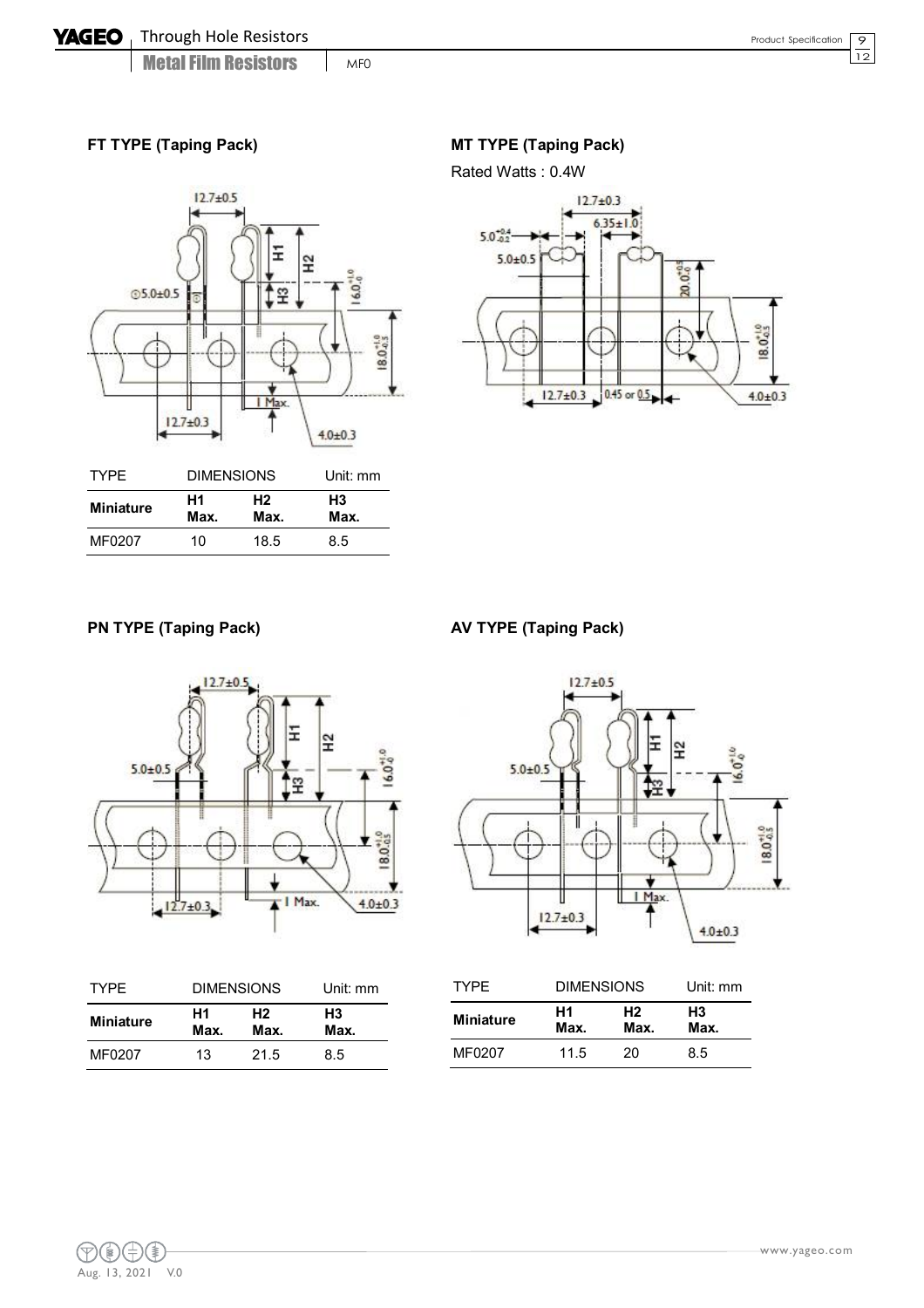### FT TYPE (Taping Pack)

| TYPE | DIMENSIONS | | Unit: mm |
|---|---|---|---|
| **Miniature** | **H1 Max.** | **H2 Max.** | **H3 Max.** |
| MF0207 | 10 | 18.5 | 8.5 |

### MT TYPE (Taping Pack)

Rated Watts : 0.4W

### PN TYPE (Taping Pack)

| TYPE | DIMENSIONS | | Unit: mm |
|---|---|---|---|
| **Miniature** | **H1 Max.** | **H2 Max.** | **H3 Max.** |
| MF0207 | 13 | 21.5 | 8.5 |

### AV TYPE (Taping Pack)

| TYPE | DIMENSIONS | | Unit: mm |
|---|---|---|---|
| **Miniature** | **H1 Max.** | **H2 Max.** | **H3 Max.** |
| MF0207 | 11.5 | 20 | 8.5 |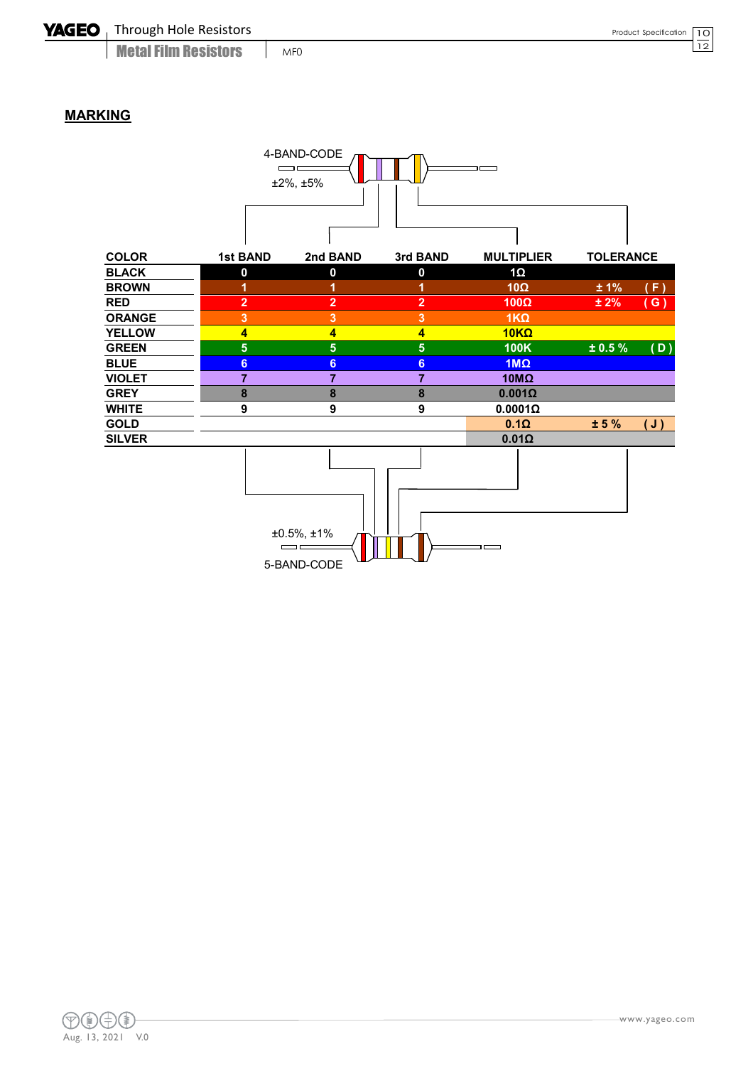## MARKING

4-BAND-CODE

±2%, ±5%

| COLOR | 1st BAND | 2nd BAND | 3rd BAND | MULTIPLIER | TOLERANCE |
|---|---|---|---|---|---|
| BLACK | 0 | 0 | 0 | 1Ω | |
| BROWN | 1 | 1 | 1 | 10Ω | ± 1% ( F ) |
| RED | 2 | 2 | 2 | 100Ω | ± 2% ( G ) |
| ORANGE | 3 | 3 | 3 | 1KΩ | |
| YELLOW | 4 | 4 | 4 | 10KΩ | |
| GREEN | 5 | 5 | 5 | 100K | ± 0.5 % ( D ) |
| BLUE | 6 | 6 | 6 | 1MΩ | |
| VIOLET | 7 | 7 | 7 | 10MΩ | |
| GREY | 8 | 8 | 8 | 0.001Ω | |
| WHITE | 9 | 9 | 9 | 0.0001Ω | |
| GOLD | | | | 0.1Ω | ± 5 % ( J ) |
| SILVER | | | | 0.01Ω | |

±0.5%, ±1%

5-BAND-CODE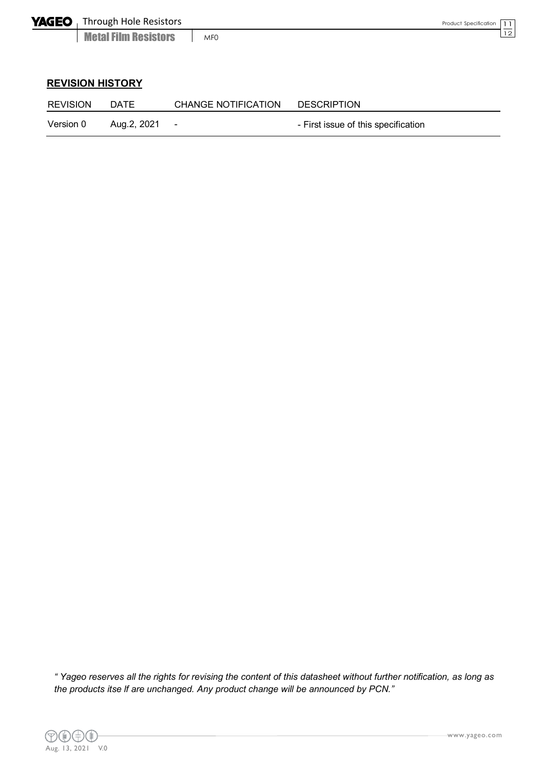## REVISION HISTORY

| REVISION | DATE | CHANGE NOTIFICATION | DESCRIPTION |
| --- | --- | --- | --- |
| Version 0 | Aug.2, 2021 | - | - First issue of this specification |

*" Yageo reserves all the rights for revising the content of this datasheet without further notification, as long as the products itse lf are unchanged. Any product change will be announced by PCN."*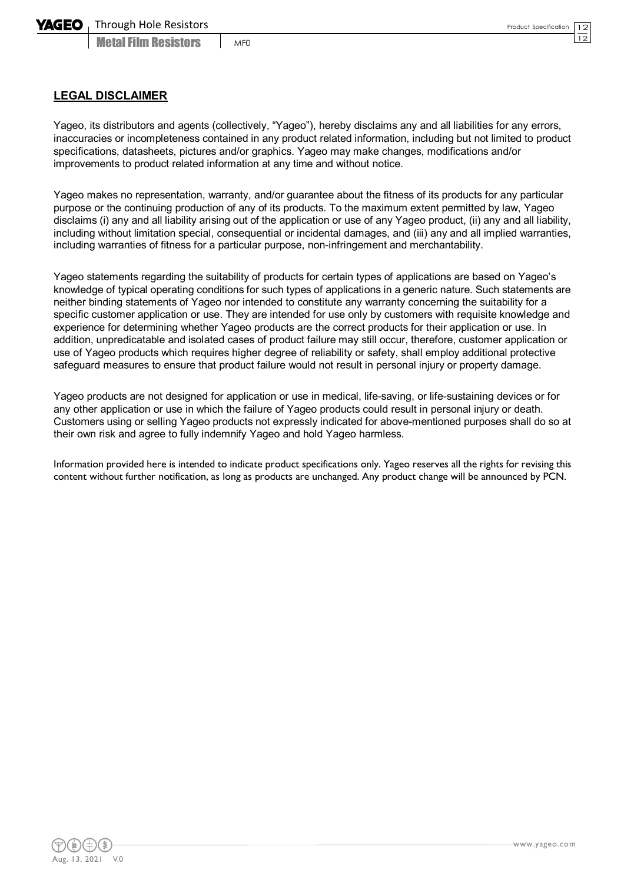## LEGAL DISCLAIMER

Yageo, its distributors and agents (collectively, “Yageo”), hereby disclaims any and all liabilities for any errors, inaccuracies or incompleteness contained in any product related information, including but not limited to product specifications, datasheets, pictures and/or graphics. Yageo may make changes, modifications and/or improvements to product related information at any time and without notice.

Yageo makes no representation, warranty, and/or guarantee about the fitness of its products for any particular purpose or the continuing production of any of its products. To the maximum extent permitted by law, Yageo disclaims (i) any and all liability arising out of the application or use of any Yageo product, (ii) any and all liability, including without limitation special, consequential or incidental damages, and (iii) any and all implied warranties, including warranties of fitness for a particular purpose, non-infringement and merchantability.

Yageo statements regarding the suitability of products for certain types of applications are based on Yageo’s knowledge of typical operating conditions for such types of applications in a generic nature. Such statements are neither binding statements of Yageo nor intended to constitute any warranty concerning the suitability for a specific customer application or use. They are intended for use only by customers with requisite knowledge and experience for determining whether Yageo products are the correct products for their application or use. In addition, unpredicatable and isolated cases of product failure may still occur, therefore, customer application or use of Yageo products which requires higher degree of reliability or safety, shall employ additional protective safeguard measures to ensure that product failure would not result in personal injury or property damage.

Yageo products are not designed for application or use in medical, life-saving, or life-sustaining devices or for any other application or use in which the failure of Yageo products could result in personal injury or death. Customers using or selling Yageo products not expressly indicated for above-mentioned purposes shall do so at their own risk and agree to fully indemnify Yageo and hold Yageo harmless.

Information provided here is intended to indicate product specifications only. Yageo reserves all the rights for revising this content without further notification, as long as products are unchanged. Any product change will be announced by PCN.